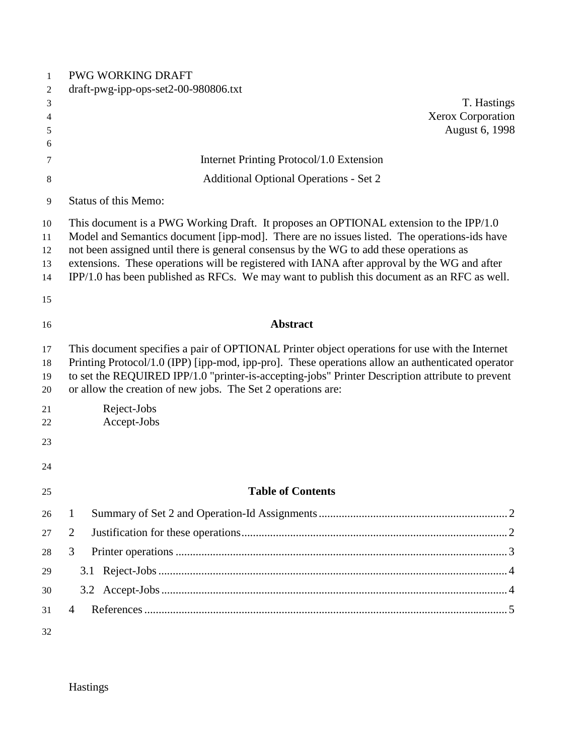PWG WORKING DRAFT
draft-pwg-ipp-ops-set2-00-980806.txt

T. Hastings
Xerox Corporation
August 6, 1998

# Internet Printing Protocol/1.0 Extension

# Additional Optional Operations - Set 2

Status of this Memo:

This document is a PWG Working Draft. It proposes an OPTIONAL extension to the IPP/1.0 Model and Semantics document [ipp-mod]. There are no issues listed. The operations-ids have not been assigned until there is general consensus by the WG to add these operations as extensions. These operations will be registered with IANA after approval by the WG and after IPP/1.0 has been published as RFCs. We may want to publish this document as an RFC as well.

## Abstract

This document specifies a pair of OPTIONAL Printer object operations for use with the Internet Printing Protocol/1.0 (IPP) [ipp-mod, ipp-pro]. These operations allow an authenticated operator to set the REQUIRED IPP/1.0 "printer-is-accepting-jobs" Printer Description attribute to prevent or allow the creation of new jobs. The Set 2 operations are:

Reject-Jobs
Accept-Jobs

## Table of Contents

1 Summary of Set 2 and Operation-Id Assignments .......... 2
2 Justification for these operations .......... 2
3 Printer operations .......... 3
  3.1 Reject-Jobs .......... 4
  3.2 Accept-Jobs .......... 4
4 References .......... 5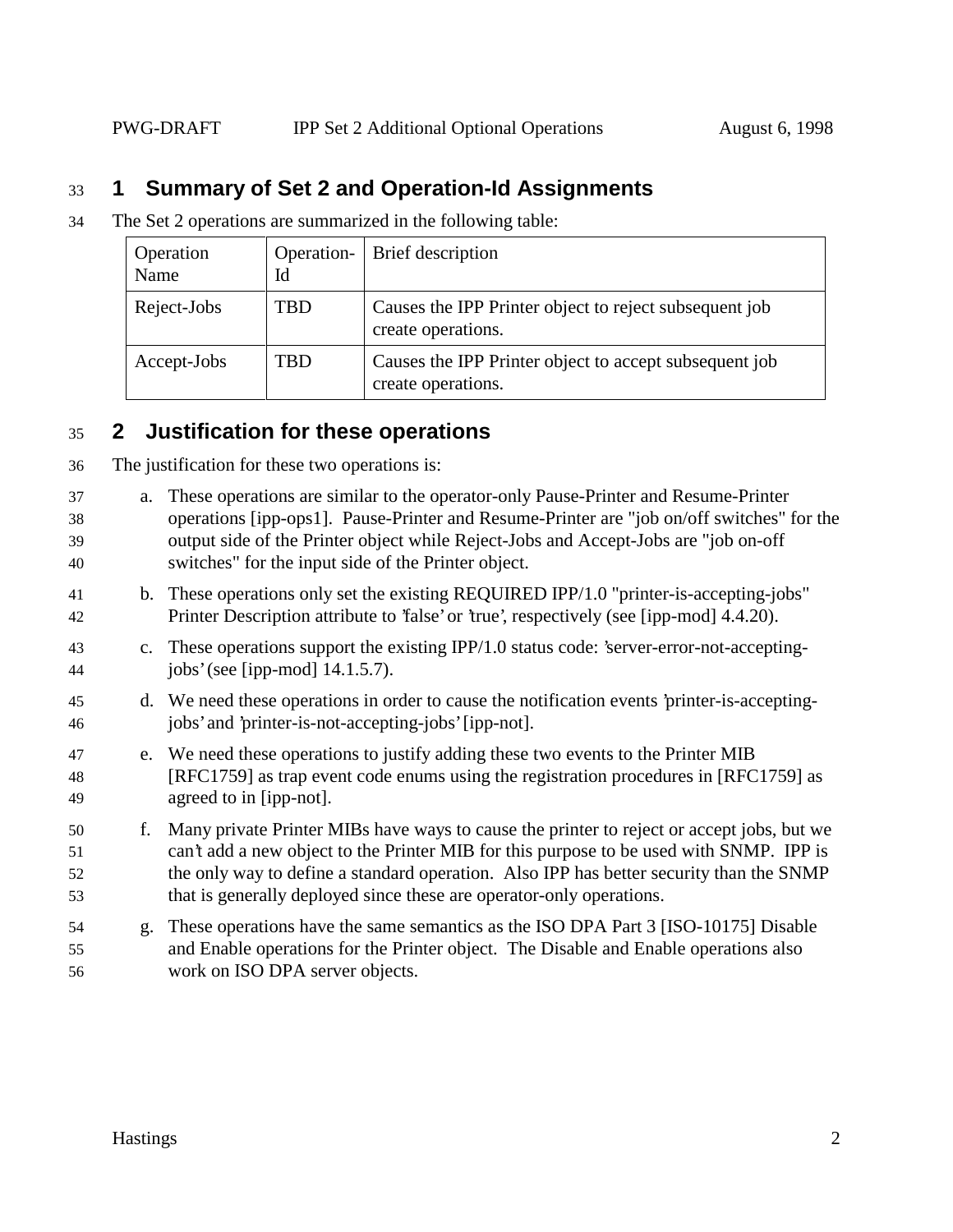## 1 Summary of Set 2 and Operation-Id Assignments

The Set 2 operations are summarized in the following table:

| Operation Name | Operation-Id | Brief description |
|---|---|---|
| Reject-Jobs | TBD | Causes the IPP Printer object to reject subsequent job create operations. |
| Accept-Jobs | TBD | Causes the IPP Printer object to accept subsequent job create operations. |

## 2 Justification for these operations

The justification for these two operations is:

a. These operations are similar to the operator-only Pause-Printer and Resume-Printer operations [ipp-ops1]. Pause-Printer and Resume-Printer are "job on/off switches" for the output side of the Printer object while Reject-Jobs and Accept-Jobs are "job on-off switches" for the input side of the Printer object.

b. These operations only set the existing REQUIRED IPP/1.0 "printer-is-accepting-jobs" Printer Description attribute to 'false' or 'true', respectively (see [ipp-mod] 4.4.20).

c. These operations support the existing IPP/1.0 status code: 'server-error-not-accepting-jobs' (see [ipp-mod] 14.1.5.7).

d. We need these operations in order to cause the notification events 'printer-is-accepting-jobs' and 'printer-is-not-accepting-jobs' [ipp-not].

e. We need these operations to justify adding these two events to the Printer MIB [RFC1759] as trap event code enums using the registration procedures in [RFC1759] as agreed to in [ipp-not].

f. Many private Printer MIBs have ways to cause the printer to reject or accept jobs, but we can't add a new object to the Printer MIB for this purpose to be used with SNMP. IPP is the only way to define a standard operation. Also IPP has better security than the SNMP that is generally deployed since these are operator-only operations.

g. These operations have the same semantics as the ISO DPA Part 3 [ISO-10175] Disable and Enable operations for the Printer object. The Disable and Enable operations also work on ISO DPA server objects.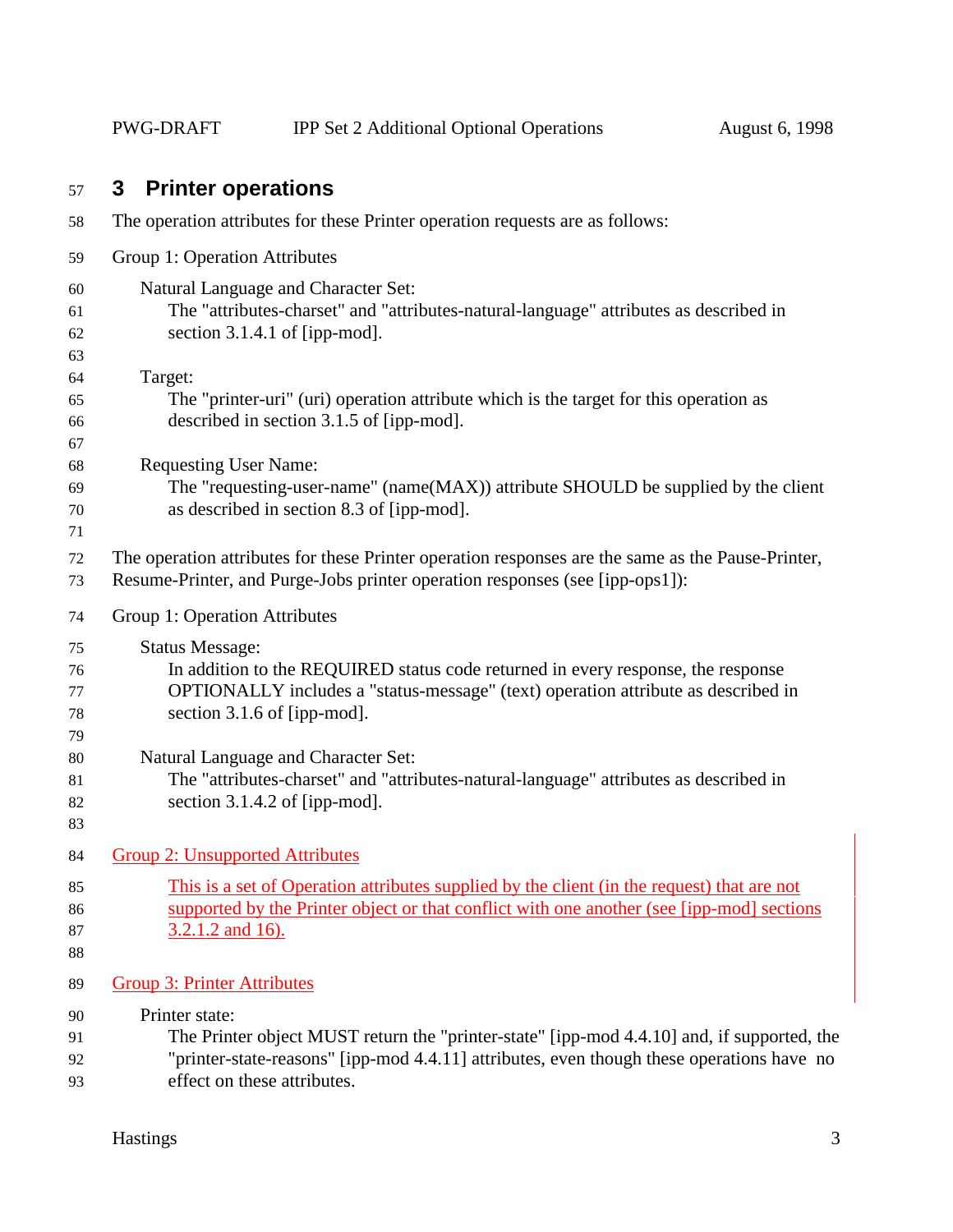# 3 Printer operations

The operation attributes for these Printer operation requests are as follows:

Group 1: Operation Attributes

Natural Language and Character Set:
The "attributes-charset" and "attributes-natural-language" attributes as described in section 3.1.4.1 of [ipp-mod].

Target:
The "printer-uri" (uri) operation attribute which is the target for this operation as described in section 3.1.5 of [ipp-mod].

Requesting User Name:
The "requesting-user-name" (name(MAX)) attribute SHOULD be supplied by the client as described in section 8.3 of [ipp-mod].

The operation attributes for these Printer operation responses are the same as the Pause-Printer, Resume-Printer, and Purge-Jobs printer operation responses (see [ipp-ops1]):

Group 1: Operation Attributes

Status Message:
In addition to the REQUIRED status code returned in every response, the response OPTIONALLY includes a "status-message" (text) operation attribute as described in section 3.1.6 of [ipp-mod].

Natural Language and Character Set:
The "attributes-charset" and "attributes-natural-language" attributes as described in section 3.1.4.2 of [ipp-mod].

Group 2: Unsupported Attributes

This is a set of Operation attributes supplied by the client (in the request) that are not supported by the Printer object or that conflict with one another (see [ipp-mod] sections 3.2.1.2 and 16).

Group 3: Printer Attributes

Printer state:
The Printer object MUST return the "printer-state" [ipp-mod 4.4.10] and, if supported, the "printer-state-reasons" [ipp-mod 4.4.11] attributes, even though these operations have no effect on these attributes.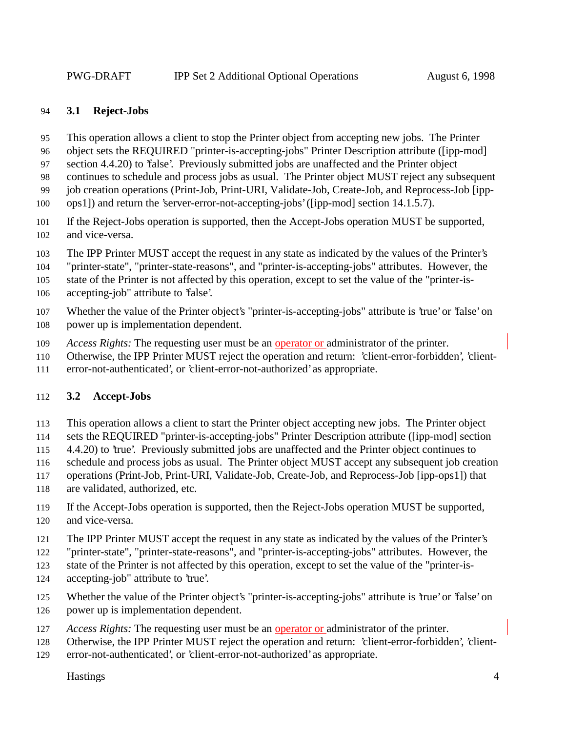### 3.1 Reject-Jobs

This operation allows a client to stop the Printer object from accepting new jobs. The Printer object sets the REQUIRED "printer-is-accepting-jobs" Printer Description attribute ([ipp-mod] section 4.4.20) to 'false'. Previously submitted jobs are unaffected and the Printer object continues to schedule and process jobs as usual. The Printer object MUST reject any subsequent job creation operations (Print-Job, Print-URI, Validate-Job, Create-Job, and Reprocess-Job [ipp-ops1]) and return the 'server-error-not-accepting-jobs' ([ipp-mod] section 14.1.5.7).

If the Reject-Jobs operation is supported, then the Accept-Jobs operation MUST be supported, and vice-versa.

The IPP Printer MUST accept the request in any state as indicated by the values of the Printer's "printer-state", "printer-state-reasons", and "printer-is-accepting-jobs" attributes. However, the state of the Printer is not affected by this operation, except to set the value of the "printer-is-accepting-job" attribute to 'false'.

Whether the value of the Printer object's "printer-is-accepting-jobs" attribute is 'true' or 'false' on power up is implementation dependent.

*Access Rights:* The requesting user must be an operator or administrator of the printer. Otherwise, the IPP Printer MUST reject the operation and return: 'client-error-forbidden', 'client-error-not-authenticated', or 'client-error-not-authorized' as appropriate.

### 3.2 Accept-Jobs

This operation allows a client to start the Printer object accepting new jobs. The Printer object sets the REQUIRED "printer-is-accepting-jobs" Printer Description attribute ([ipp-mod] section 4.4.20) to 'true'. Previously submitted jobs are unaffected and the Printer object continues to schedule and process jobs as usual. The Printer object MUST accept any subsequent job creation operations (Print-Job, Print-URI, Validate-Job, Create-Job, and Reprocess-Job [ipp-ops1]) that are validated, authorized, etc.

If the Accept-Jobs operation is supported, then the Reject-Jobs operation MUST be supported, and vice-versa.

The IPP Printer MUST accept the request in any state as indicated by the values of the Printer's "printer-state", "printer-state-reasons", and "printer-is-accepting-jobs" attributes. However, the state of the Printer is not affected by this operation, except to set the value of the "printer-is-accepting-job" attribute to 'true'.

Whether the value of the Printer object's "printer-is-accepting-jobs" attribute is 'true' or 'false' on power up is implementation dependent.

*Access Rights:* The requesting user must be an operator or administrator of the printer. Otherwise, the IPP Printer MUST reject the operation and return: 'client-error-forbidden', 'client-error-not-authenticated', or 'client-error-not-authorized' as appropriate.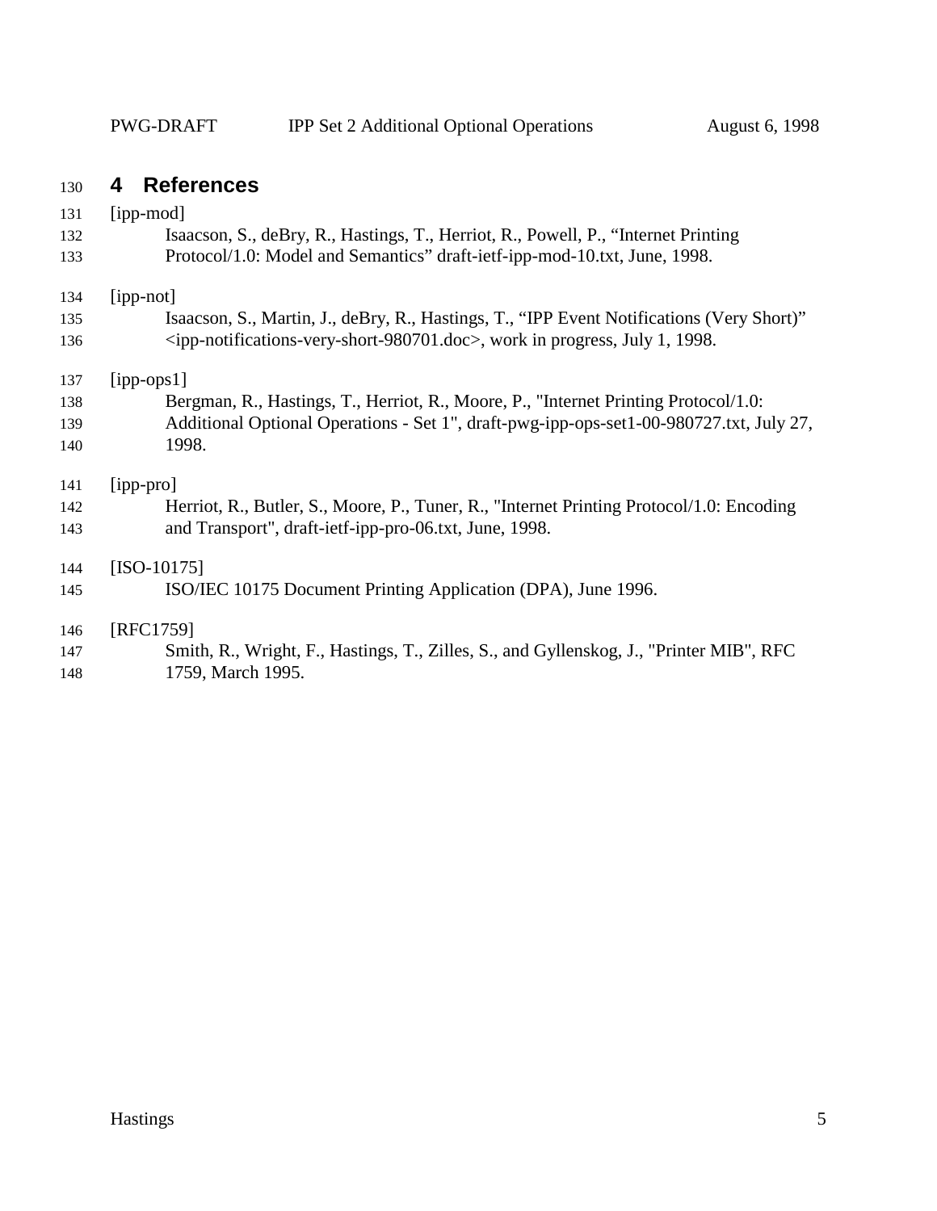# 4 References

[ipp-mod]
Isaacson, S., deBry, R., Hastings, T., Herriot, R., Powell, P., "Internet Printing Protocol/1.0: Model and Semantics" draft-ietf-ipp-mod-10.txt, June, 1998.

[ipp-not]
Isaacson, S., Martin, J., deBry, R., Hastings, T., "IPP Event Notifications (Very Short)" <ipp-notifications-very-short-980701.doc>, work in progress, July 1, 1998.

[ipp-ops1]
Bergman, R., Hastings, T., Herriot, R., Moore, P., "Internet Printing Protocol/1.0: Additional Optional Operations - Set 1", draft-pwg-ipp-ops-set1-00-980727.txt, July 27, 1998.

[ipp-pro]
Herriot, R., Butler, S., Moore, P., Tuner, R., "Internet Printing Protocol/1.0: Encoding and Transport", draft-ietf-ipp-pro-06.txt, June, 1998.

[ISO-10175]
ISO/IEC 10175 Document Printing Application (DPA), June 1996.

[RFC1759]
Smith, R., Wright, F., Hastings, T., Zilles, S., and Gyllenskog, J., "Printer MIB", RFC 1759, March 1995.